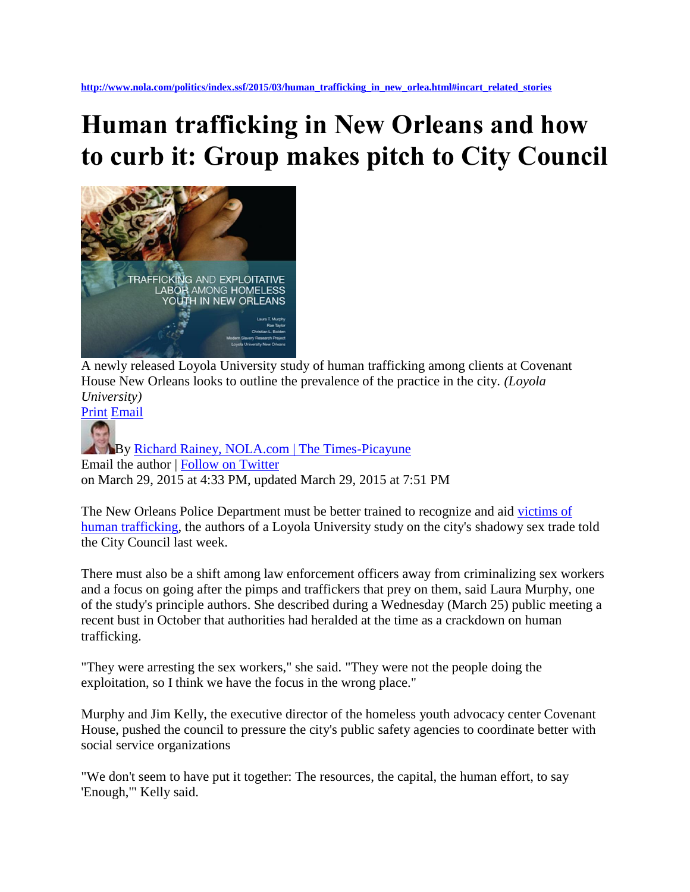http://www.nola.com/politics/index.ssf/2015/03/human_trafficking_in_new_orlea.html#incart_related_stories

# Human trafficking in New Orleans and how to curb it: Group makes pitch to City Council

A newly released Loyola University study of human trafficking among clients at Covenant House New Orleans looks to outline the prevalence of the practice in the city. *(Loyola University)*

Print Email

By Richard Rainey, NOLA.com | The Times-Picayune
Email the author | Follow on Twitter
on March 29, 2015 at 4:33 PM, updated March 29, 2015 at 7:51 PM

The New Orleans Police Department must be better trained to recognize and aid victims of human trafficking, the authors of a Loyola University study on the city's shadowy sex trade told the City Council last week.

There must also be a shift among law enforcement officers away from criminalizing sex workers and a focus on going after the pimps and traffickers that prey on them, said Laura Murphy, one of the study's principle authors. She described during a Wednesday (March 25) public meeting a recent bust in October that authorities had heralded at the time as a crackdown on human trafficking.

"They were arresting the sex workers," she said. "They were not the people doing the exploitation, so I think we have the focus in the wrong place."

Murphy and Jim Kelly, the executive director of the homeless youth advocacy center Covenant House, pushed the council to pressure the city's public safety agencies to coordinate better with social service organizations

"We don't seem to have put it together: The resources, the capital, the human effort, to say 'Enough,'" Kelly said.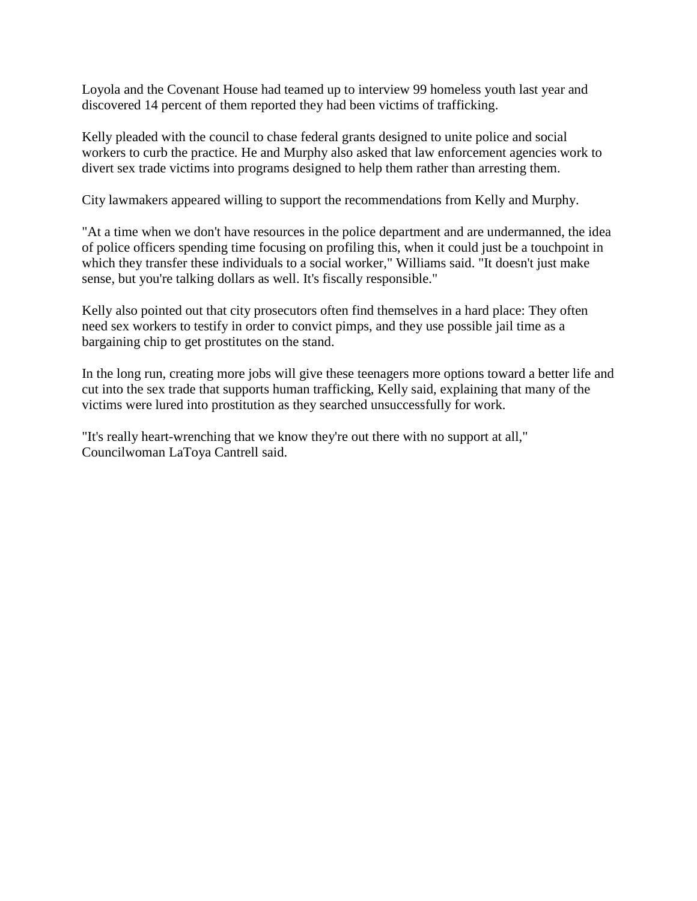Loyola and the Covenant House had teamed up to interview 99 homeless youth last year and discovered 14 percent of them reported they had been victims of trafficking.

Kelly pleaded with the council to chase federal grants designed to unite police and social workers to curb the practice. He and Murphy also asked that law enforcement agencies work to divert sex trade victims into programs designed to help them rather than arresting them.

City lawmakers appeared willing to support the recommendations from Kelly and Murphy.

"At a time when we don't have resources in the police department and are undermanned, the idea of police officers spending time focusing on profiling this, when it could just be a touchpoint in which they transfer these individuals to a social worker," Williams said. "It doesn't just make sense, but you're talking dollars as well. It's fiscally responsible."

Kelly also pointed out that city prosecutors often find themselves in a hard place: They often need sex workers to testify in order to convict pimps, and they use possible jail time as a bargaining chip to get prostitutes on the stand.

In the long run, creating more jobs will give these teenagers more options toward a better life and cut into the sex trade that supports human trafficking, Kelly said, explaining that many of the victims were lured into prostitution as they searched unsuccessfully for work.

"It's really heart-wrenching that we know they're out there with no support at all," Councilwoman LaToya Cantrell said.